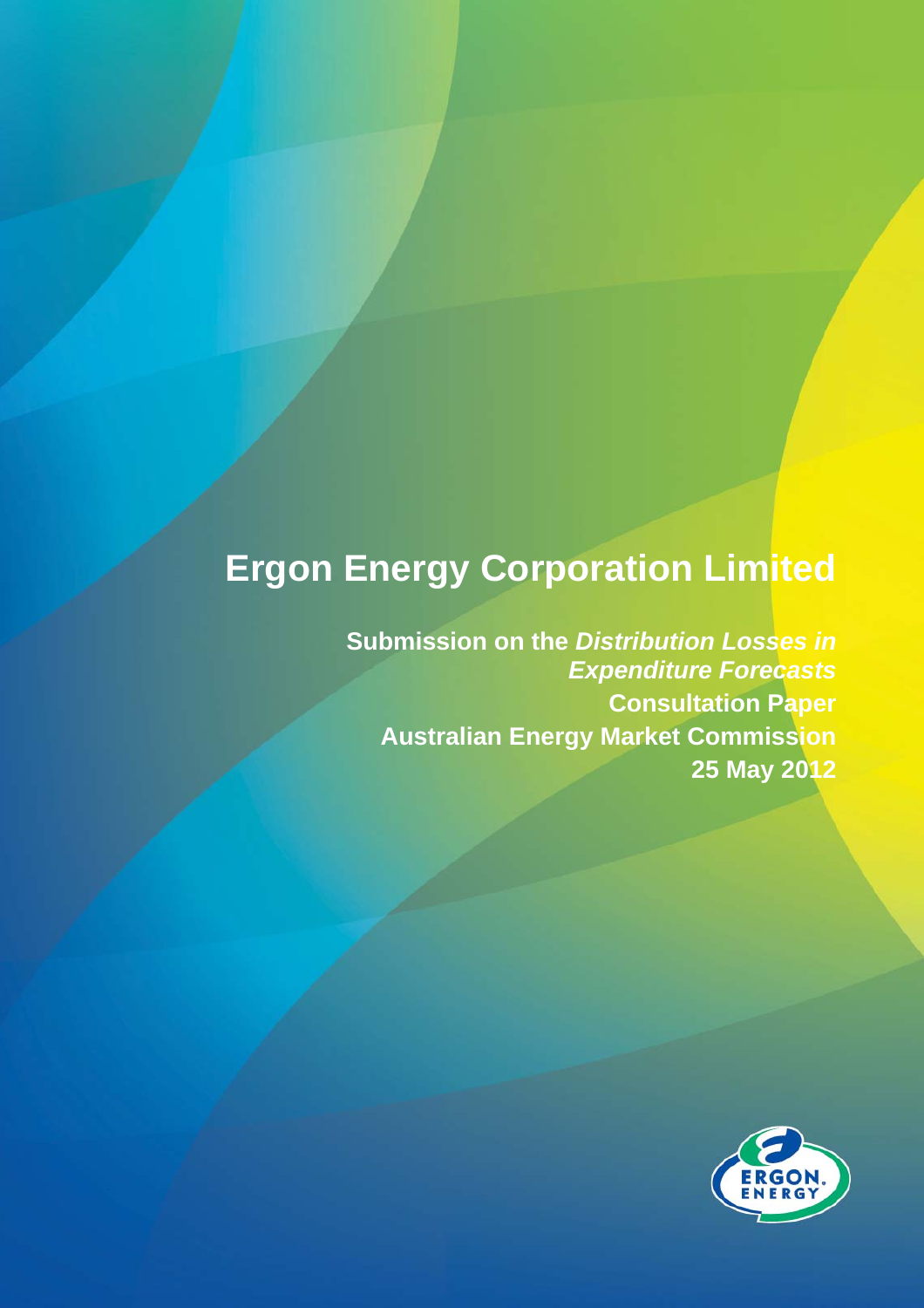# Ergon Energy Corporation Limited

**Submission on the *Distribution Losses in Expenditure Forecasts* Consultation Paper**

**Australian Energy Market Commission**

**25 May 2012**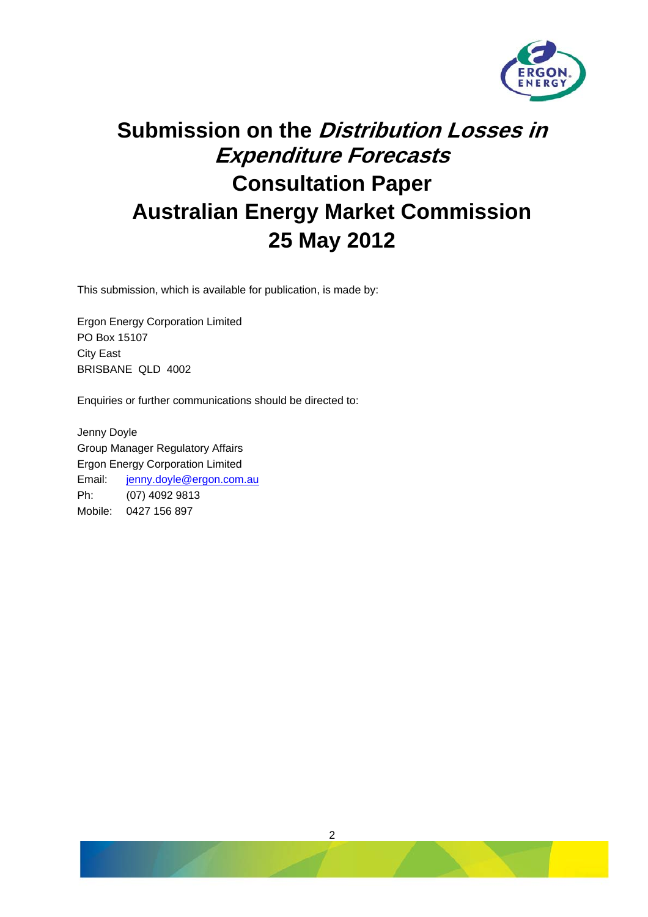# Submission on the *Distribution Losses in Expenditure Forecasts* Consultation Paper Australian Energy Market Commission 25 May 2012

This submission, which is available for publication, is made by:

Ergon Energy Corporation Limited
PO Box 15107
City East
BRISBANE QLD 4002

Enquiries or further communications should be directed to:

Jenny Doyle
Group Manager Regulatory Affairs
Ergon Energy Corporation Limited
Email: jenny.doyle@ergon.com.au
Ph: (07) 4092 9813
Mobile: 0427 156 897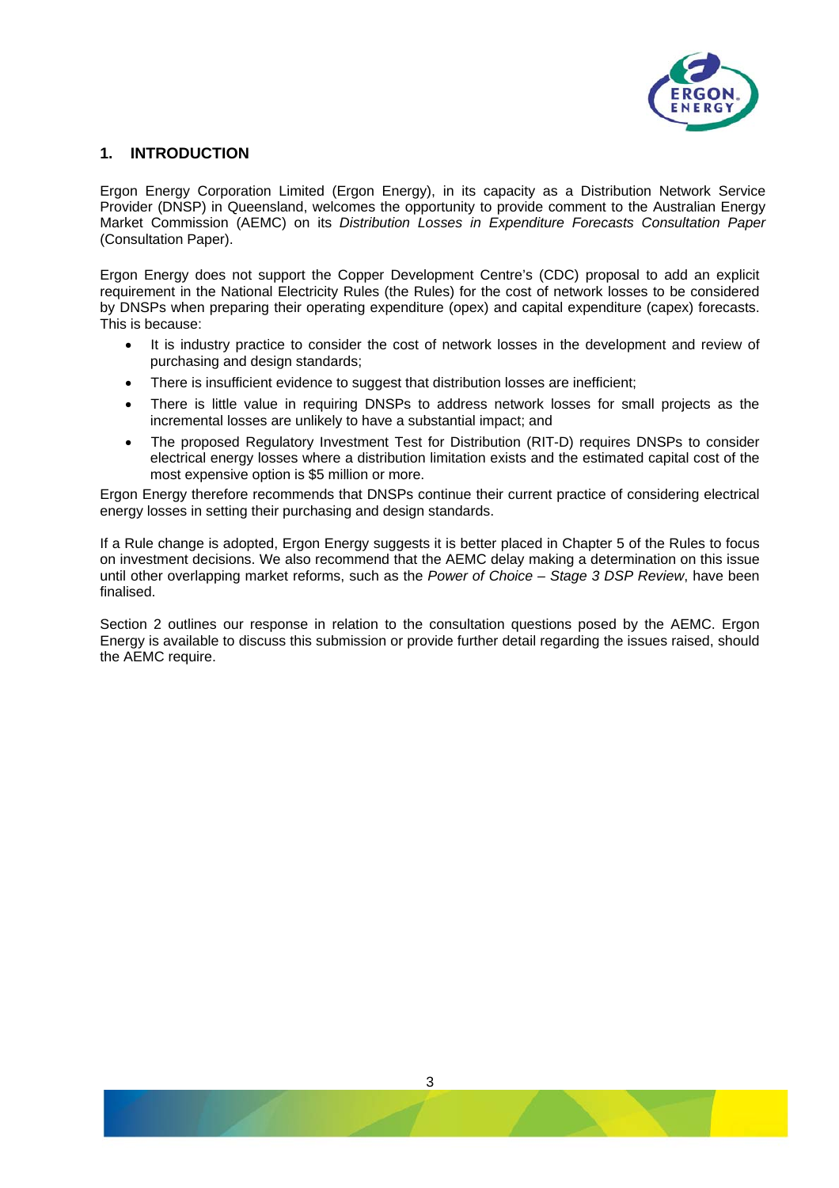## 1. INTRODUCTION

Ergon Energy Corporation Limited (Ergon Energy), in its capacity as a Distribution Network Service Provider (DNSP) in Queensland, welcomes the opportunity to provide comment to the Australian Energy Market Commission (AEMC) on its *Distribution Losses in Expenditure Forecasts Consultation Paper* (Consultation Paper).

Ergon Energy does not support the Copper Development Centre's (CDC) proposal to add an explicit requirement in the National Electricity Rules (the Rules) for the cost of network losses to be considered by DNSPs when preparing their operating expenditure (opex) and capital expenditure (capex) forecasts. This is because:

- It is industry practice to consider the cost of network losses in the development and review of purchasing and design standards;
- There is insufficient evidence to suggest that distribution losses are inefficient;
- There is little value in requiring DNSPs to address network losses for small projects as the incremental losses are unlikely to have a substantial impact; and
- The proposed Regulatory Investment Test for Distribution (RIT-D) requires DNSPs to consider electrical energy losses where a distribution limitation exists and the estimated capital cost of the most expensive option is $5 million or more.

Ergon Energy therefore recommends that DNSPs continue their current practice of considering electrical energy losses in setting their purchasing and design standards.

If a Rule change is adopted, Ergon Energy suggests it is better placed in Chapter 5 of the Rules to focus on investment decisions. We also recommend that the AEMC delay making a determination on this issue until other overlapping market reforms, such as the *Power of Choice – Stage 3 DSP Review*, have been finalised.

Section 2 outlines our response in relation to the consultation questions posed by the AEMC. Ergon Energy is available to discuss this submission or provide further detail regarding the issues raised, should the AEMC require.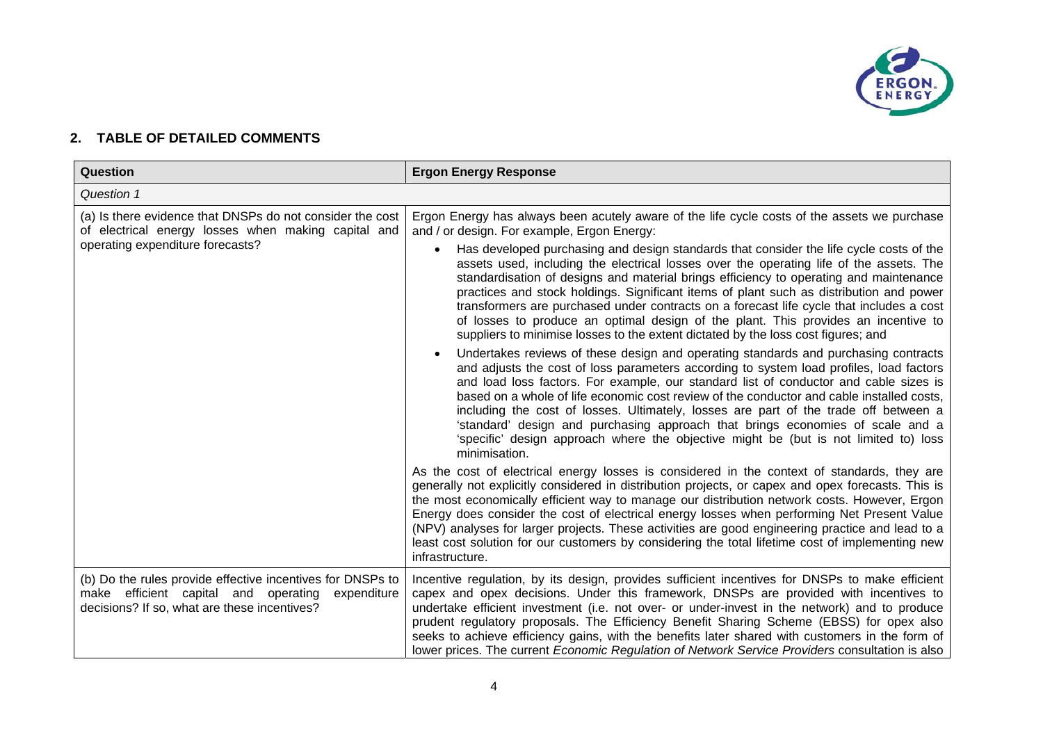## 2. TABLE OF DETAILED COMMENTS

| Question | Ergon Energy Response |
|---|---|
| *Question 1* | |
| (a) Is there evidence that DNSPs do not consider the cost of electrical energy losses when making capital and operating expenditure forecasts? | Ergon Energy has always been acutely aware of the life cycle costs of the assets we purchase and / or design. For example, Ergon Energy:<br>• Has developed purchasing and design standards that consider the life cycle costs of the assets used, including the electrical losses over the operating life of the assets. The standardisation of designs and material brings efficiency to operating and maintenance practices and stock holdings. Significant items of plant such as distribution and power transformers are purchased under contracts on a forecast life cycle that includes a cost of losses to produce an optimal design of the plant. This provides an incentive to suppliers to minimise losses to the extent dictated by the loss cost figures; and<br>• Undertakes reviews of these design and operating standards and purchasing contracts and adjusts the cost of loss parameters according to system load profiles, load factors and load loss factors. For example, our standard list of conductor and cable sizes is based on a whole of life economic cost review of the conductor and cable installed costs, including the cost of losses. Ultimately, losses are part of the trade off between a 'standard' design and purchasing approach that brings economies of scale and a 'specific' design approach where the objective might be (but is not limited to) loss minimisation.<br>As the cost of electrical energy losses is considered in the context of standards, they are generally not explicitly considered in distribution projects, or capex and opex forecasts. This is the most economically efficient way to manage our distribution network costs. However, Ergon Energy does consider the cost of electrical energy losses when performing Net Present Value (NPV) analyses for larger projects. These activities are good engineering practice and lead to a least cost solution for our customers by considering the total lifetime cost of implementing new infrastructure. |
| (b) Do the rules provide effective incentives for DNSPs to make efficient capital and operating expenditure decisions? If so, what are these incentives? | Incentive regulation, by its design, provides sufficient incentives for DNSPs to make efficient capex and opex decisions. Under this framework, DNSPs are provided with incentives to undertake efficient investment (i.e. not over- or under-invest in the network) and to produce prudent regulatory proposals. The Efficiency Benefit Sharing Scheme (EBSS) for opex also seeks to achieve efficiency gains, with the benefits later shared with customers in the form of lower prices. The current *Economic Regulation of Network Service Providers* consultation is also |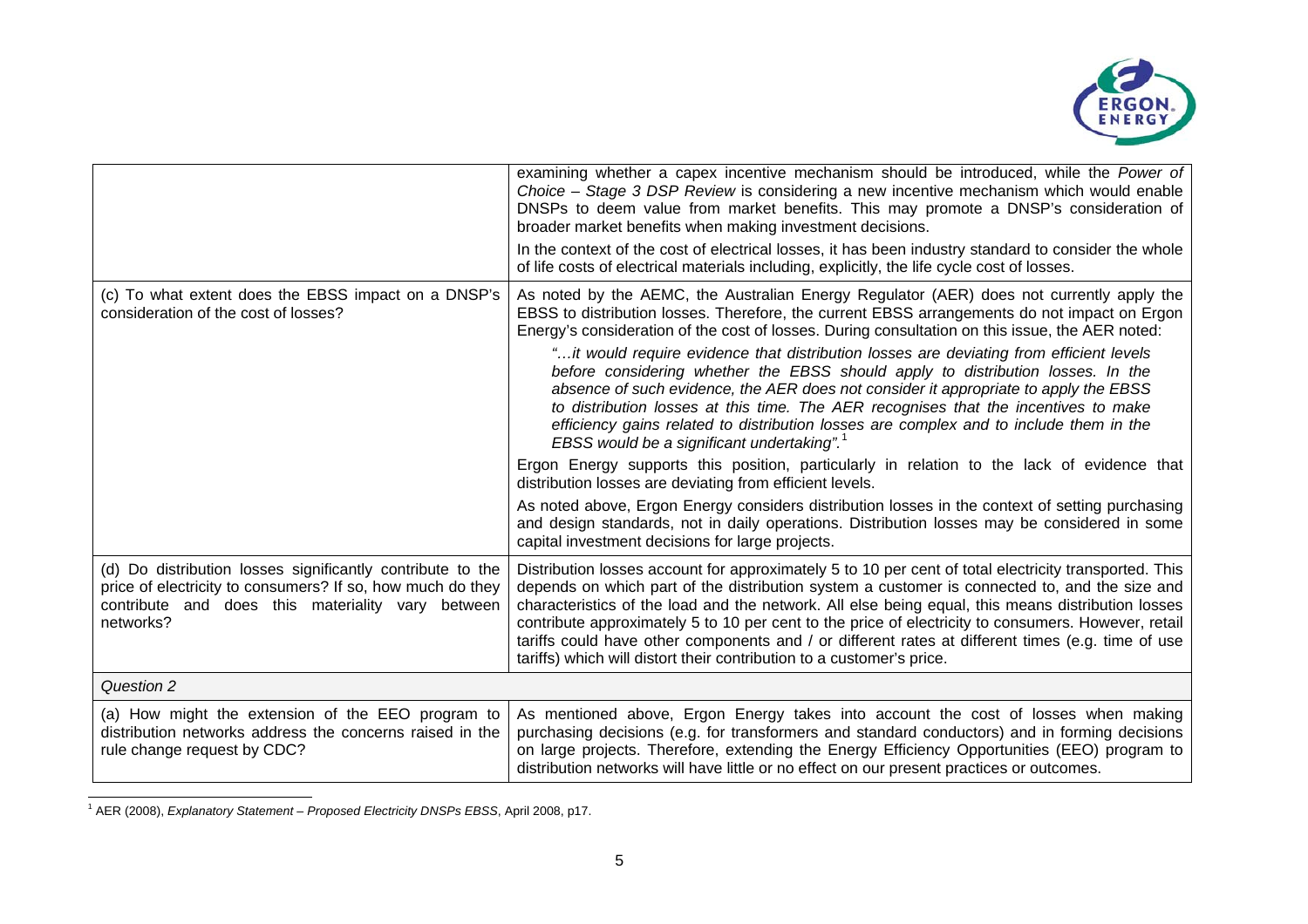| | |
|---|---|
| | examining whether a capex incentive mechanism should be introduced, while the *Power of Choice – Stage 3 DSP Review* is considering a new incentive mechanism which would enable DNSPs to deem value from market benefits. This may promote a DNSP's consideration of broader market benefits when making investment decisions.<br><br>In the context of the cost of electrical losses, it has been industry standard to consider the whole of life costs of electrical materials including, explicitly, the life cycle cost of losses. |
| (c) To what extent does the EBSS impact on a DNSP's consideration of the cost of losses? | As noted by the AEMC, the Australian Energy Regulator (AER) does not currently apply the EBSS to distribution losses. Therefore, the current EBSS arrangements do not impact on Ergon Energy's consideration of the cost of losses. During consultation on this issue, the AER noted:<br><br>*"…it would require evidence that distribution losses are deviating from efficient levels before considering whether the EBSS should apply to distribution losses. In the absence of such evidence, the AER does not consider it appropriate to apply the EBSS to distribution losses at this time. The AER recognises that the incentives to make efficiency gains related to distribution losses are complex and to include them in the EBSS would be a significant undertaking".*[1]<br><br>Ergon Energy supports this position, particularly in relation to the lack of evidence that distribution losses are deviating from efficient levels.<br><br>As noted above, Ergon Energy considers distribution losses in the context of setting purchasing and design standards, not in daily operations. Distribution losses may be considered in some capital investment decisions for large projects. |
| (d) Do distribution losses significantly contribute to the price of electricity to consumers? If so, how much do they contribute and does this materiality vary between networks? | Distribution losses account for approximately 5 to 10 per cent of total electricity transported. This depends on which part of the distribution system a customer is connected to, and the size and characteristics of the load and the network. All else being equal, this means distribution losses contribute approximately 5 to 10 per cent to the price of electricity to consumers. However, retail tariffs could have other components and / or different rates at different times (e.g. time of use tariffs) which will distort their contribution to a customer's price. |
| *Question 2* | |
| (a) How might the extension of the EEO program to distribution networks address the concerns raised in the rule change request by CDC? | As mentioned above, Ergon Energy takes into account the cost of losses when making purchasing decisions (e.g. for transformers and standard conductors) and in forming decisions on large projects. Therefore, extending the Energy Efficiency Opportunities (EEO) program to distribution networks will have little or no effect on our present practices or outcomes. |

[1] AER (2008), *Explanatory Statement – Proposed Electricity DNSPs EBSS*, April 2008, p17.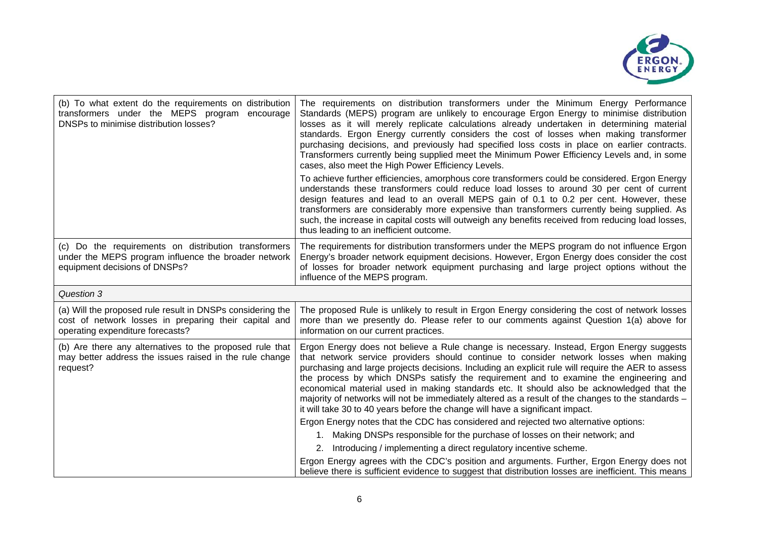| | |
|---|---|
| (b) To what extent do the requirements on distribution transformers under the MEPS program encourage DNSPs to minimise distribution losses? | The requirements on distribution transformers under the Minimum Energy Performance Standards (MEPS) program are unlikely to encourage Ergon Energy to minimise distribution losses as it will merely replicate calculations already undertaken in determining material standards. Ergon Energy currently considers the cost of losses when making transformer purchasing decisions, and previously had specified loss costs in place on earlier contracts. Transformers currently being supplied meet the Minimum Power Efficiency Levels and, in some cases, also meet the High Power Efficiency Levels.<br><br>To achieve further efficiencies, amorphous core transformers could be considered. Ergon Energy understands these transformers could reduce load losses to around 30 per cent of current design features and lead to an overall MEPS gain of 0.1 to 0.2 per cent. However, these transformers are considerably more expensive than transformers currently being supplied. As such, the increase in capital costs will outweigh any benefits received from reducing load losses, thus leading to an inefficient outcome. |
| (c) Do the requirements on distribution transformers under the MEPS program influence the broader network equipment decisions of DNSPs? | The requirements for distribution transformers under the MEPS program do not influence Ergon Energy's broader network equipment decisions. However, Ergon Energy does consider the cost of losses for broader network equipment purchasing and large project options without the influence of the MEPS program. |
| *Question 3* | |
| (a) Will the proposed rule result in DNSPs considering the cost of network losses in preparing their capital and operating expenditure forecasts? | The proposed Rule is unlikely to result in Ergon Energy considering the cost of network losses more than we presently do. Please refer to our comments against Question 1(a) above for information on our current practices. |
| (b) Are there any alternatives to the proposed rule that may better address the issues raised in the rule change request? | Ergon Energy does not believe a Rule change is necessary. Instead, Ergon Energy suggests that network service providers should continue to consider network losses when making purchasing and large projects decisions. Including an explicit rule will require the AER to assess the process by which DNSPs satisfy the requirement and to examine the engineering and economical material used in making standards etc. It should also be acknowledged that the majority of networks will not be immediately altered as a result of the changes to the standards – it will take 30 to 40 years before the change will have a significant impact.<br><br>Ergon Energy notes that the CDC has considered and rejected two alternative options:<br><br>1. Making DNSPs responsible for the purchase of losses on their network; and<br>2. Introducing / implementing a direct regulatory incentive scheme.<br><br>Ergon Energy agrees with the CDC's position and arguments. Further, Ergon Energy does not believe there is sufficient evidence to suggest that distribution losses are inefficient. This means |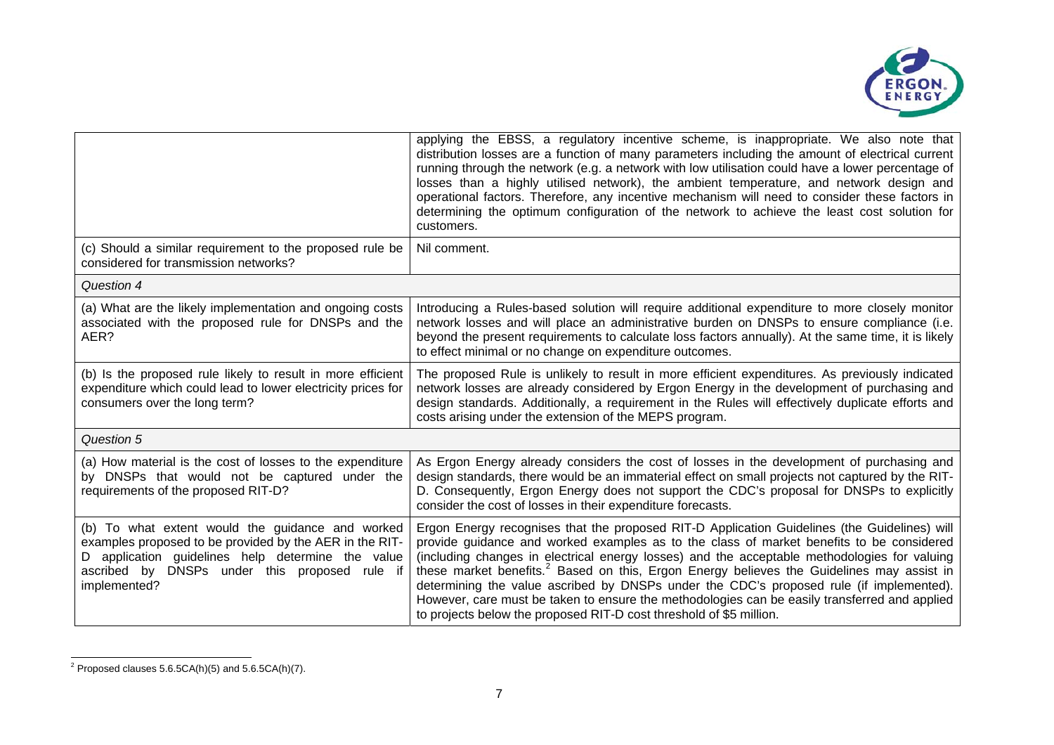| | |
|---|---|
| | applying the EBSS, a regulatory incentive scheme, is inappropriate. We also note that distribution losses are a function of many parameters including the amount of electrical current running through the network (e.g. a network with low utilisation could have a lower percentage of losses than a highly utilised network), the ambient temperature, and network design and operational factors. Therefore, any incentive mechanism will need to consider these factors in determining the optimum configuration of the network to achieve the least cost solution for customers. |
| (c) Should a similar requirement to the proposed rule be considered for transmission networks? | Nil comment. |
| *Question 4* | |
| (a) What are the likely implementation and ongoing costs associated with the proposed rule for DNSPs and the AER? | Introducing a Rules-based solution will require additional expenditure to more closely monitor network losses and will place an administrative burden on DNSPs to ensure compliance (i.e. beyond the present requirements to calculate loss factors annually). At the same time, it is likely to effect minimal or no change on expenditure outcomes. |
| (b) Is the proposed rule likely to result in more efficient expenditure which could lead to lower electricity prices for consumers over the long term? | The proposed Rule is unlikely to result in more efficient expenditures. As previously indicated network losses are already considered by Ergon Energy in the development of purchasing and design standards. Additionally, a requirement in the Rules will effectively duplicate efforts and costs arising under the extension of the MEPS program. |
| *Question 5* | |
| (a) How material is the cost of losses to the expenditure by DNSPs that would not be captured under the requirements of the proposed RIT-D? | As Ergon Energy already considers the cost of losses in the development of purchasing and design standards, there would be an immaterial effect on small projects not captured by the RIT-D. Consequently, Ergon Energy does not support the CDC's proposal for DNSPs to explicitly consider the cost of losses in their expenditure forecasts. |
| (b) To what extent would the guidance and worked examples proposed to be provided by the AER in the RIT-D application guidelines help determine the value ascribed by DNSPs under this proposed rule if implemented? | Ergon Energy recognises that the proposed RIT-D Application Guidelines (the Guidelines) will provide guidance and worked examples as to the class of market benefits to be considered (including changes in electrical energy losses) and the acceptable methodologies for valuing these market benefits.[2] Based on this, Ergon Energy believes the Guidelines may assist in determining the value ascribed by DNSPs under the CDC's proposed rule (if implemented). However, care must be taken to ensure the methodologies can be easily transferred and applied to projects below the proposed RIT-D cost threshold of $5 million. |

[2] Proposed clauses 5.6.5CA(h)(5) and 5.6.5CA(h)(7).